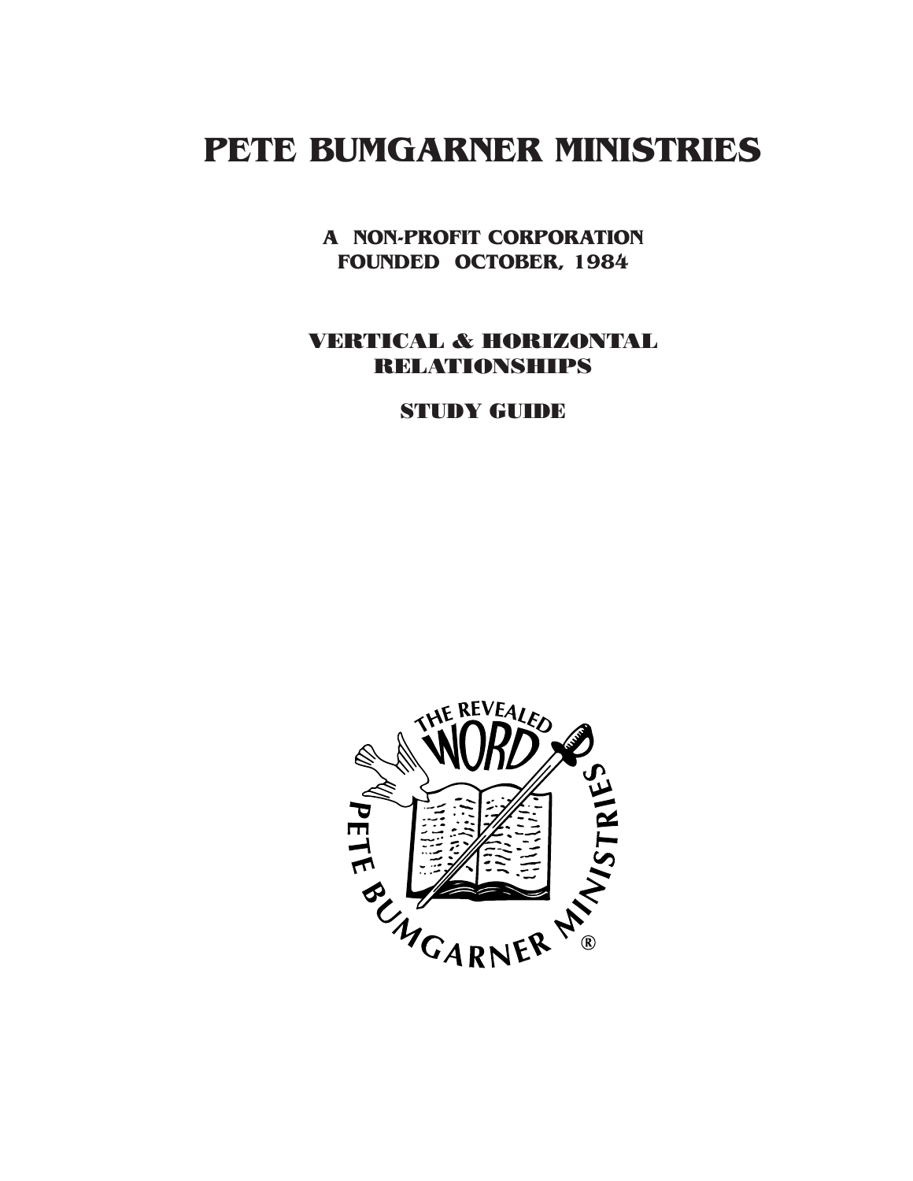# PETE BUMGARNER MINISTRIES

**A NON-PROFIT CORPORATION**
**FOUNDED OCTOBER, 1984**

## VERTICAL & HORIZONTAL RELATIONSHIPS

### STUDY GUIDE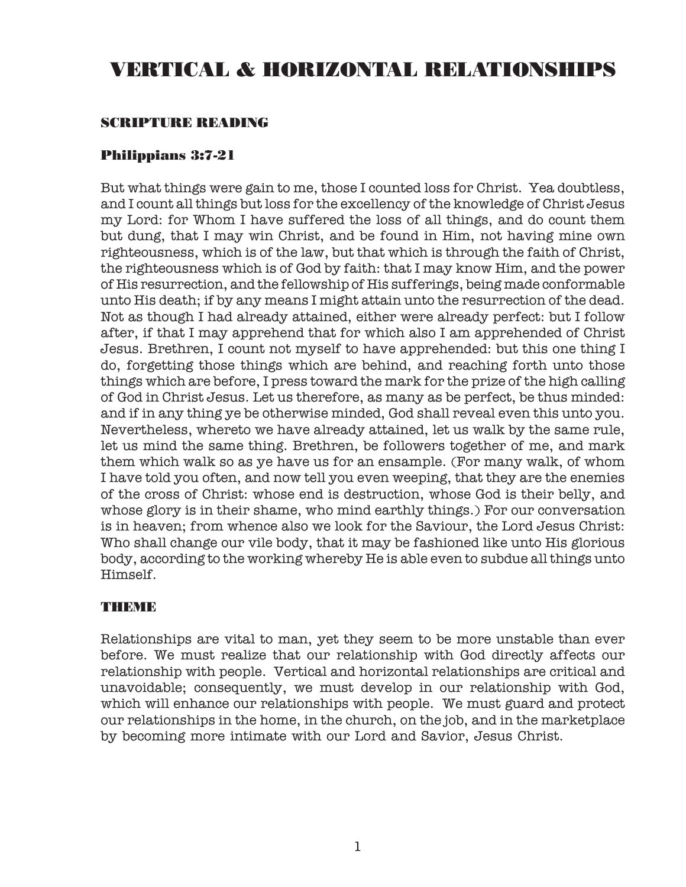# VERTICAL & HORIZONTAL RELATIONSHIPS

## SCRIPTURE READING

### Philippians 3:7-21

But what things were gain to me, those I counted loss for Christ. Yea doubtless, and I count all things but loss for the excellency of the knowledge of Christ Jesus my Lord: for Whom I have suffered the loss of all things, and do count them but dung, that I may win Christ, and be found in Him, not having mine own righteousness, which is of the law, but that which is through the faith of Christ, the righteousness which is of God by faith: that I may know Him, and the power of His resurrection, and the fellowship of His sufferings, being made conformable unto His death; if by any means I might attain unto the resurrection of the dead. Not as though I had already attained, either were already perfect: but I follow after, if that I may apprehend that for which also I am apprehended of Christ Jesus. Brethren, I count not myself to have apprehended: but this one thing I do, forgetting those things which are behind, and reaching forth unto those things which are before, I press toward the mark for the prize of the high calling of God in Christ Jesus. Let us therefore, as many as be perfect, be thus minded: and if in any thing ye be otherwise minded, God shall reveal even this unto you. Nevertheless, whereto we have already attained, let us walk by the same rule, let us mind the same thing. Brethren, be followers together of me, and mark them which walk so as ye have us for an ensample. (For many walk, of whom I have told you often, and now tell you even weeping, that they are the enemies of the cross of Christ: whose end is destruction, whose God is their belly, and whose glory is in their shame, who mind earthly things.) For our conversation is in heaven; from whence also we look for the Saviour, the Lord Jesus Christ: Who shall change our vile body, that it may be fashioned like unto His glorious body, according to the working whereby He is able even to subdue all things unto Himself.

## THEME

Relationships are vital to man, yet they seem to be more unstable than ever before. We must realize that our relationship with God directly affects our relationship with people. Vertical and horizontal relationships are critical and unavoidable; consequently, we must develop in our relationship with God, which will enhance our relationships with people. We must guard and protect our relationships in the home, in the church, on the job, and in the marketplace by becoming more intimate with our Lord and Savior, Jesus Christ.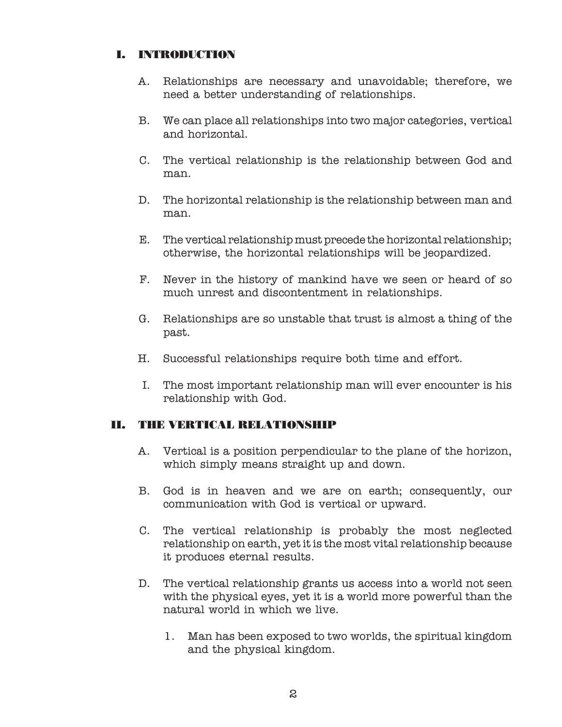## I. INTRODUCTION

A. Relationships are necessary and unavoidable; therefore, we need a better understanding of relationships.

B. We can place all relationships into two major categories, vertical and horizontal.

C. The vertical relationship is the relationship between God and man.

D. The horizontal relationship is the relationship between man and man.

E. The vertical relationship must precede the horizontal relationship; otherwise, the horizontal relationships will be jeopardized.

F. Never in the history of mankind have we seen or heard of so much unrest and discontentment in relationships.

G. Relationships are so unstable that trust is almost a thing of the past.

H. Successful relationships require both time and effort.

I. The most important relationship man will ever encounter is his relationship with God.

## II. THE VERTICAL RELATIONSHIP

A. Vertical is a position perpendicular to the plane of the horizon, which simply means straight up and down.

B. God is in heaven and we are on earth; consequently, our communication with God is vertical or upward.

C. The vertical relationship is probably the most neglected relationship on earth, yet it is the most vital relationship because it produces eternal results.

D. The vertical relationship grants us access into a world not seen with the physical eyes, yet it is a world more powerful than the natural world in which we live.

1. Man has been exposed to two worlds, the spiritual kingdom and the physical kingdom.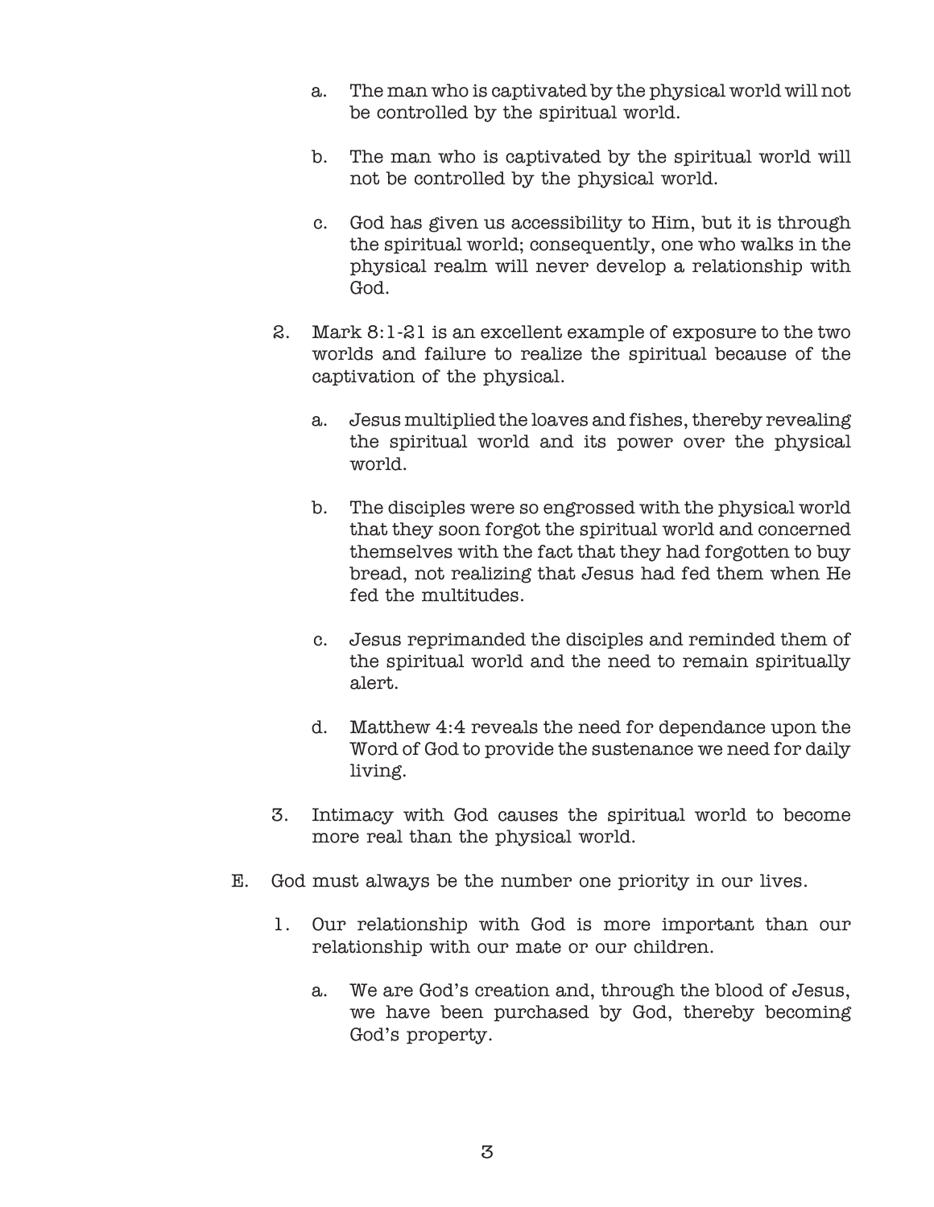a. The man who is captivated by the physical world will not be controlled by the spiritual world.

   b. The man who is captivated by the spiritual world will not be controlled by the physical world.

   c. God has given us accessibility to Him, but it is through the spiritual world; consequently, one who walks in the physical realm will never develop a relationship with God.

2. Mark 8:1-21 is an excellent example of exposure to the two worlds and failure to realize the spiritual because of the captivation of the physical.

   a. Jesus multiplied the loaves and fishes, thereby revealing the spiritual world and its power over the physical world.

   b. The disciples were so engrossed with the physical world that they soon forgot the spiritual world and concerned themselves with the fact that they had forgotten to buy bread, not realizing that Jesus had fed them when He fed the multitudes.

   c. Jesus reprimanded the disciples and reminded them of the spiritual world and the need to remain spiritually alert.

   d. Matthew 4:4 reveals the need for dependance upon the Word of God to provide the sustenance we need for daily living.

3. Intimacy with God causes the spiritual world to become more real than the physical world.

E. God must always be the number one priority in our lives.

   1. Our relationship with God is more important than our relationship with our mate or our children.

      a. We are God's creation and, through the blood of Jesus, we have been purchased by God, thereby becoming God's property.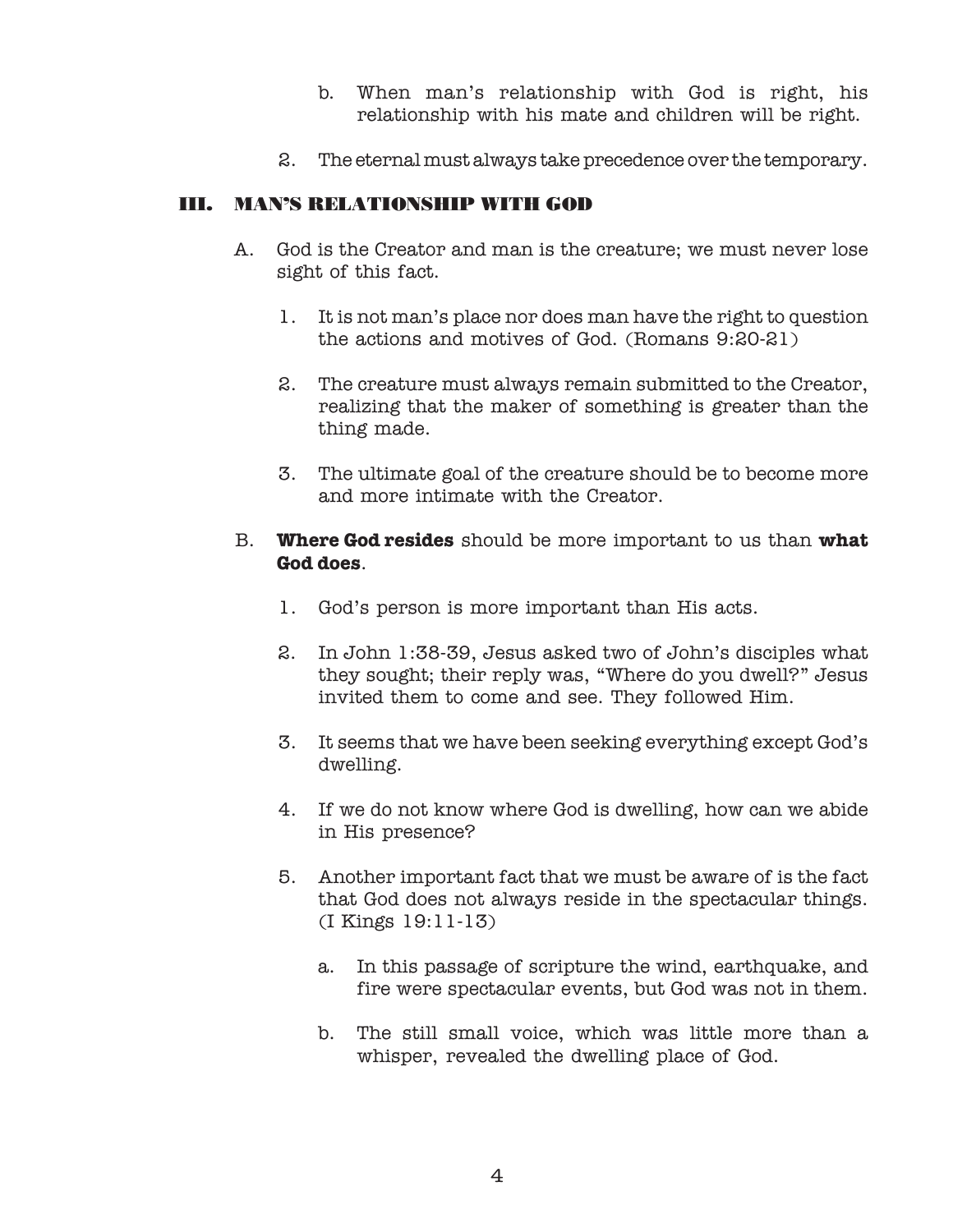b. When man's relationship with God is right, his relationship with his mate and children will be right.

2. The eternal must always take precedence over the temporary.

## III. MAN'S RELATIONSHIP WITH GOD

A. God is the Creator and man is the creature; we must never lose sight of this fact.

1. It is not man's place nor does man have the right to question the actions and motives of God. (Romans 9:20-21)

2. The creature must always remain submitted to the Creator, realizing that the maker of something is greater than the thing made.

3. The ultimate goal of the creature should be to become more and more intimate with the Creator.

B. **Where God resides** should be more important to us than **what God does**.

1. God's person is more important than His acts.

2. In John 1:38-39, Jesus asked two of John's disciples what they sought; their reply was, "Where do you dwell?" Jesus invited them to come and see. They followed Him.

3. It seems that we have been seeking everything except God's dwelling.

4. If we do not know where God is dwelling, how can we abide in His presence?

5. Another important fact that we must be aware of is the fact that God does not always reside in the spectacular things. (I Kings 19:11-13)

a. In this passage of scripture the wind, earthquake, and fire were spectacular events, but God was not in them.

b. The still small voice, which was little more than a whisper, revealed the dwelling place of God.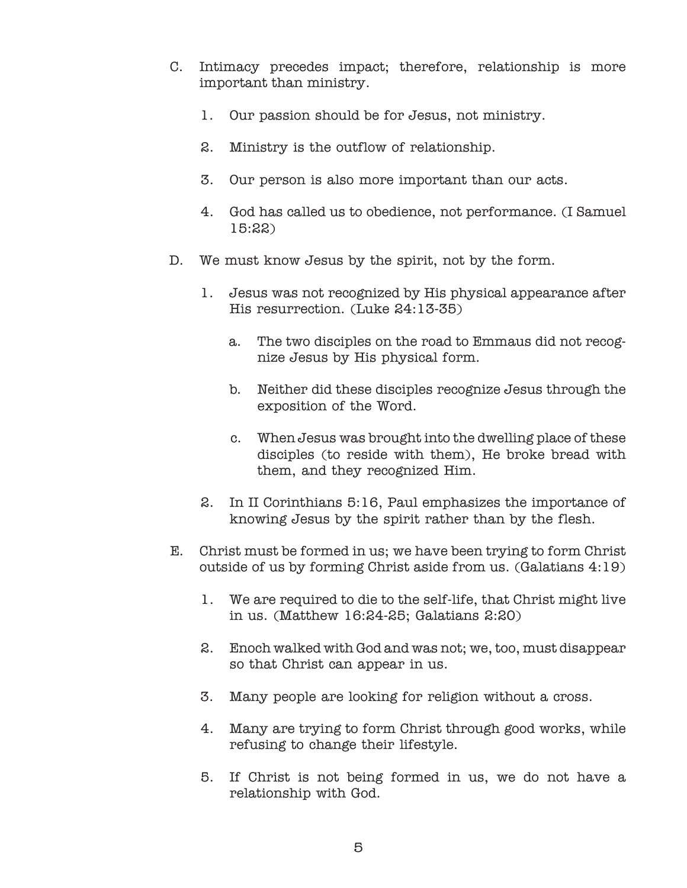C. Intimacy precedes impact; therefore, relationship is more important than ministry.

   1. Our passion should be for Jesus, not ministry.

   2. Ministry is the outflow of relationship.

   3. Our person is also more important than our acts.

   4. God has called us to obedience, not performance. (I Samuel 15:22)

D. We must know Jesus by the spirit, not by the form.

   1. Jesus was not recognized by His physical appearance after His resurrection. (Luke 24:13-35)

      a. The two disciples on the road to Emmaus did not recognize Jesus by His physical form.

      b. Neither did these disciples recognize Jesus through the exposition of the Word.

      c. When Jesus was brought into the dwelling place of these disciples (to reside with them), He broke bread with them, and they recognized Him.

   2. In II Corinthians 5:16, Paul emphasizes the importance of knowing Jesus by the spirit rather than by the flesh.

E. Christ must be formed in us; we have been trying to form Christ outside of us by forming Christ aside from us. (Galatians 4:19)

   1. We are required to die to the self-life, that Christ might live in us. (Matthew 16:24-25; Galatians 2:20)

   2. Enoch walked with God and was not; we, too, must disappear so that Christ can appear in us.

   3. Many people are looking for religion without a cross.

   4. Many are trying to form Christ through good works, while refusing to change their lifestyle.

   5. If Christ is not being formed in us, we do not have a relationship with God.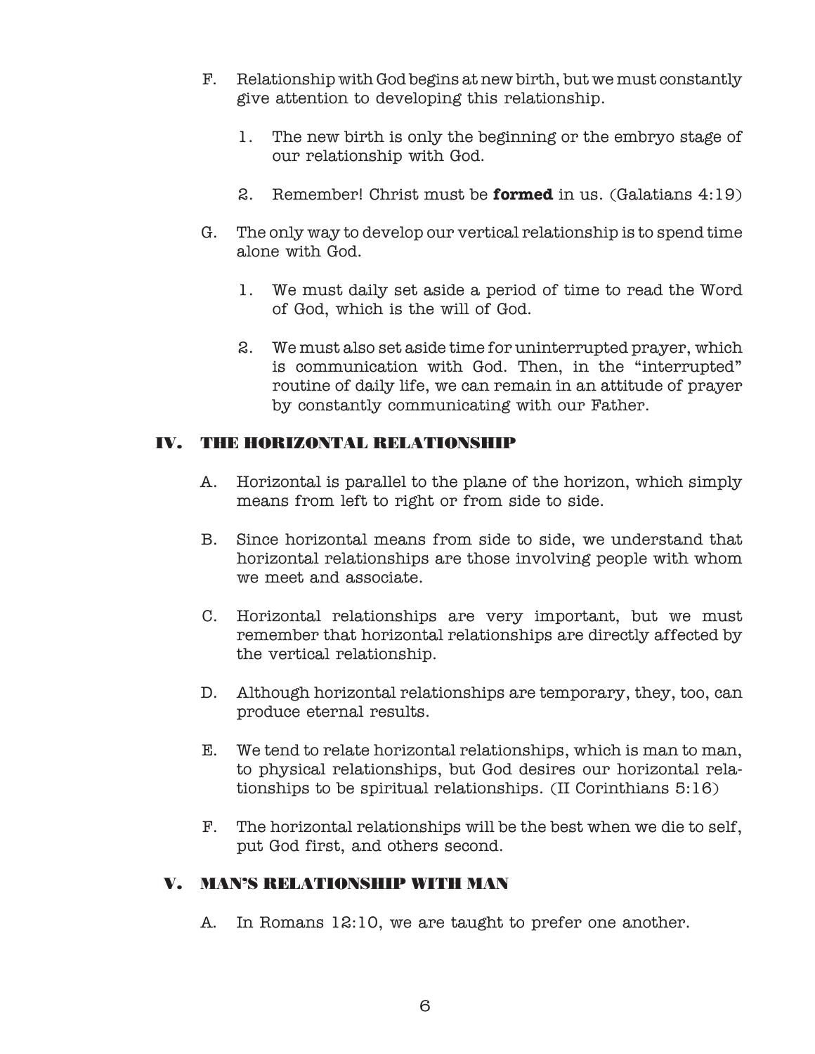F. Relationship with God begins at new birth, but we must constantly give attention to developing this relationship.

   1. The new birth is only the beginning or the embryo stage of our relationship with God.

   2. Remember! Christ must be **formed** in us. (Galatians 4:19)

G. The only way to develop our vertical relationship is to spend time alone with God.

   1. We must daily set aside a period of time to read the Word of God, which is the will of God.

   2. We must also set aside time for uninterrupted prayer, which is communication with God. Then, in the "interrupted" routine of daily life, we can remain in an attitude of prayer by constantly communicating with our Father.

## IV. THE HORIZONTAL RELATIONSHIP

A. Horizontal is parallel to the plane of the horizon, which simply means from left to right or from side to side.

B. Since horizontal means from side to side, we understand that horizontal relationships are those involving people with whom we meet and associate.

C. Horizontal relationships are very important, but we must remember that horizontal relationships are directly affected by the vertical relationship.

D. Although horizontal relationships are temporary, they, too, can produce eternal results.

E. We tend to relate horizontal relationships, which is man to man, to physical relationships, but God desires our horizontal relationships to be spiritual relationships. (II Corinthians 5:16)

F. The horizontal relationships will be the best when we die to self, put God first, and others second.

## V. MAN'S RELATIONSHIP WITH MAN

A. In Romans 12:10, we are taught to prefer one another.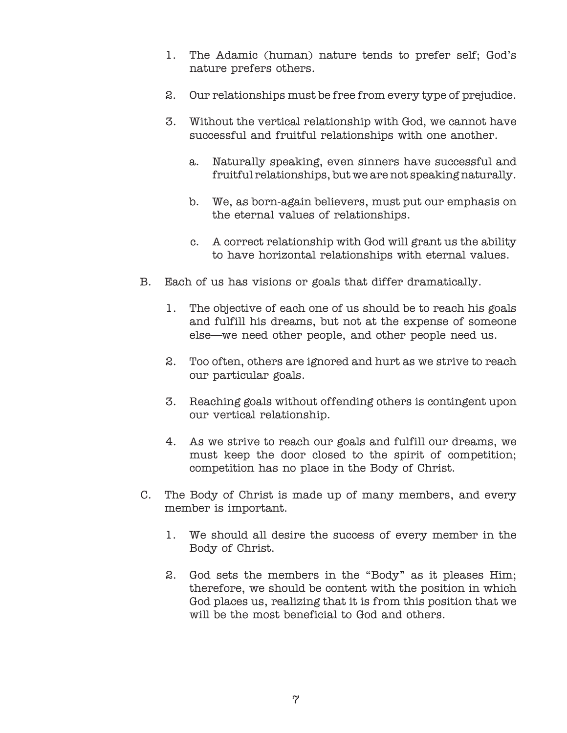1. The Adamic (human) nature tends to prefer self; God's nature prefers others.

2. Our relationships must be free from every type of prejudice.

3. Without the vertical relationship with God, we cannot have successful and fruitful relationships with one another.

   a. Naturally speaking, even sinners have successful and fruitful relationships, but we are not speaking naturally.

   b. We, as born-again believers, must put our emphasis on the eternal values of relationships.

   c. A correct relationship with God will grant us the ability to have horizontal relationships with eternal values.

B. Each of us has visions or goals that differ dramatically.

   1. The objective of each one of us should be to reach his goals and fulfill his dreams, but not at the expense of someone else—we need other people, and other people need us.

   2. Too often, others are ignored and hurt as we strive to reach our particular goals.

   3. Reaching goals without offending others is contingent upon our vertical relationship.

   4. As we strive to reach our goals and fulfill our dreams, we must keep the door closed to the spirit of competition; competition has no place in the Body of Christ.

C. The Body of Christ is made up of many members, and every member is important.

   1. We should all desire the success of every member in the Body of Christ.

   2. God sets the members in the "Body" as it pleases Him; therefore, we should be content with the position in which God places us, realizing that it is from this position that we will be the most beneficial to God and others.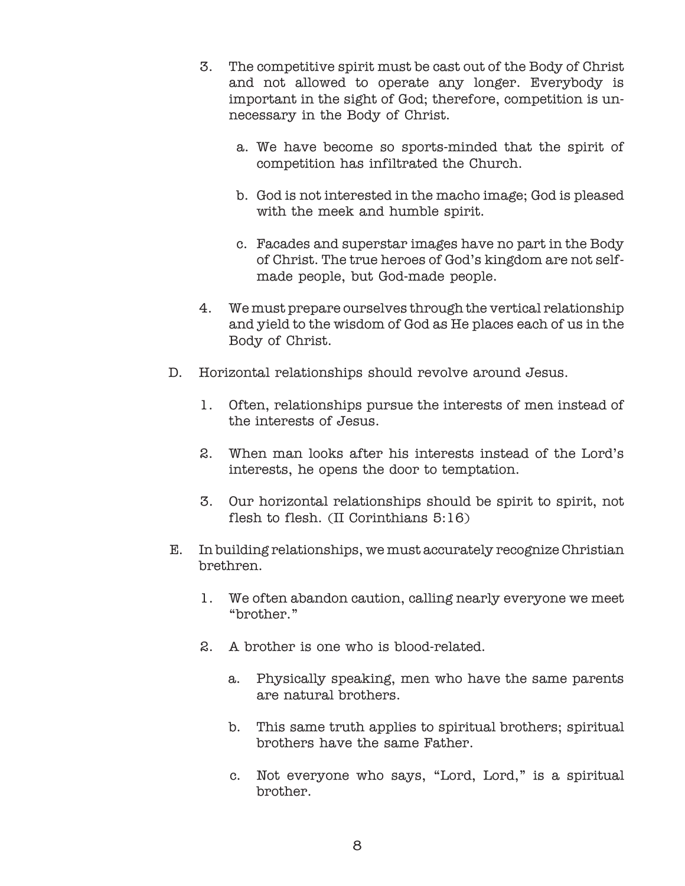3. The competitive spirit must be cast out of the Body of Christ and not allowed to operate any longer. Everybody is important in the sight of God; therefore, competition is unnecessary in the Body of Christ.

   a. We have become so sports-minded that the spirit of competition has infiltrated the Church.

   b. God is not interested in the macho image; God is pleased with the meek and humble spirit.

   c. Facades and superstar images have no part in the Body of Christ. The true heroes of God's kingdom are not self-made people, but God-made people.

4. We must prepare ourselves through the vertical relationship and yield to the wisdom of God as He places each of us in the Body of Christ.

D. Horizontal relationships should revolve around Jesus.

   1. Often, relationships pursue the interests of men instead of the interests of Jesus.

   2. When man looks after his interests instead of the Lord's interests, he opens the door to temptation.

   3. Our horizontal relationships should be spirit to spirit, not flesh to flesh. (II Corinthians 5:16)

E. In building relationships, we must accurately recognize Christian brethren.

   1. We often abandon caution, calling nearly everyone we meet "brother."

   2. A brother is one who is blood-related.

      a. Physically speaking, men who have the same parents are natural brothers.

      b. This same truth applies to spiritual brothers; spiritual brothers have the same Father.

      c. Not everyone who says, "Lord, Lord," is a spiritual brother.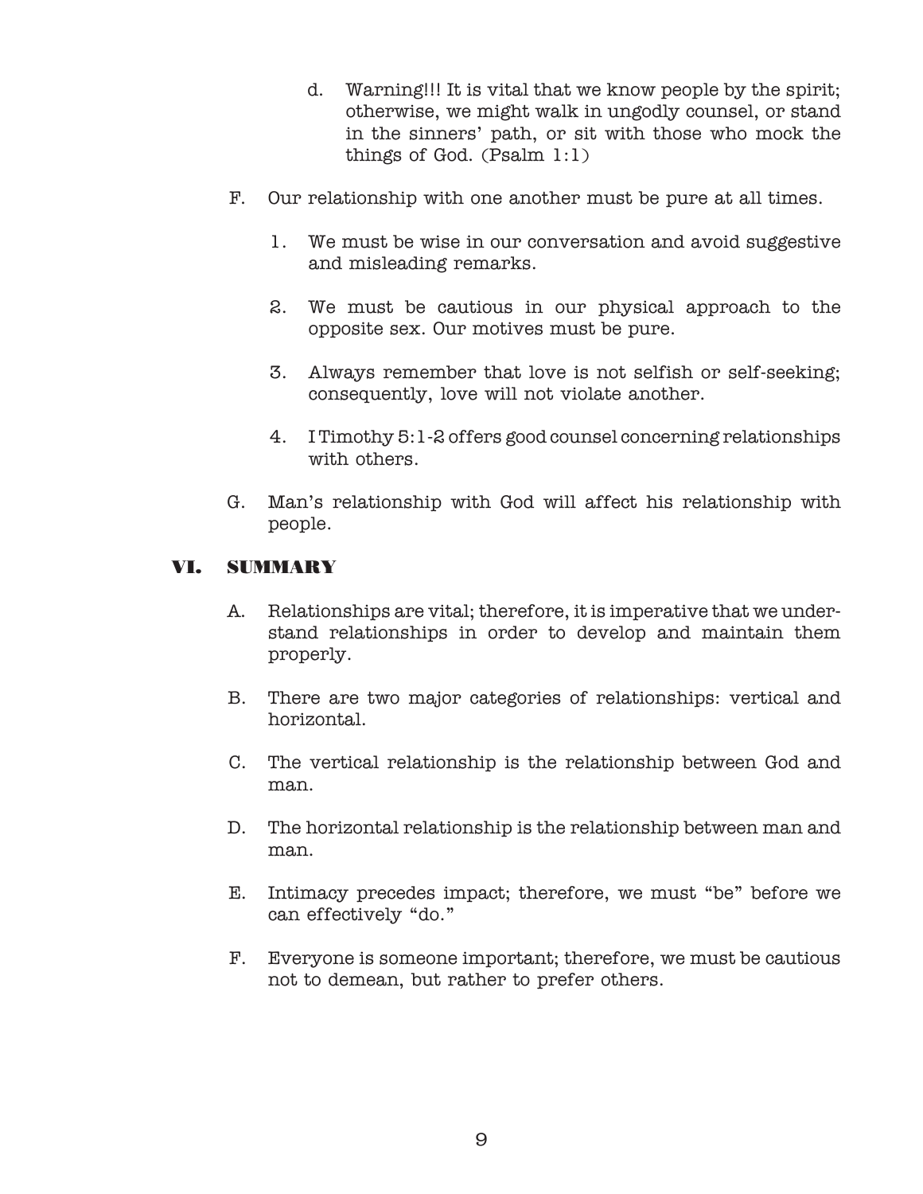d. Warning!!! It is vital that we know people by the spirit; otherwise, we might walk in ungodly counsel, or stand in the sinners' path, or sit with those who mock the things of God. (Psalm 1:1)

F. Our relationship with one another must be pure at all times.

   1. We must be wise in our conversation and avoid suggestive and misleading remarks.

   2. We must be cautious in our physical approach to the opposite sex. Our motives must be pure.

   3. Always remember that love is not selfish or self-seeking; consequently, love will not violate another.

   4. I Timothy 5:1-2 offers good counsel concerning relationships with others.

G. Man's relationship with God will affect his relationship with people.

## VI. SUMMARY

A. Relationships are vital; therefore, it is imperative that we understand relationships in order to develop and maintain them properly.

B. There are two major categories of relationships: vertical and horizontal.

C. The vertical relationship is the relationship between God and man.

D. The horizontal relationship is the relationship between man and man.

E. Intimacy precedes impact; therefore, we must "be" before we can effectively "do."

F. Everyone is someone important; therefore, we must be cautious not to demean, but rather to prefer others.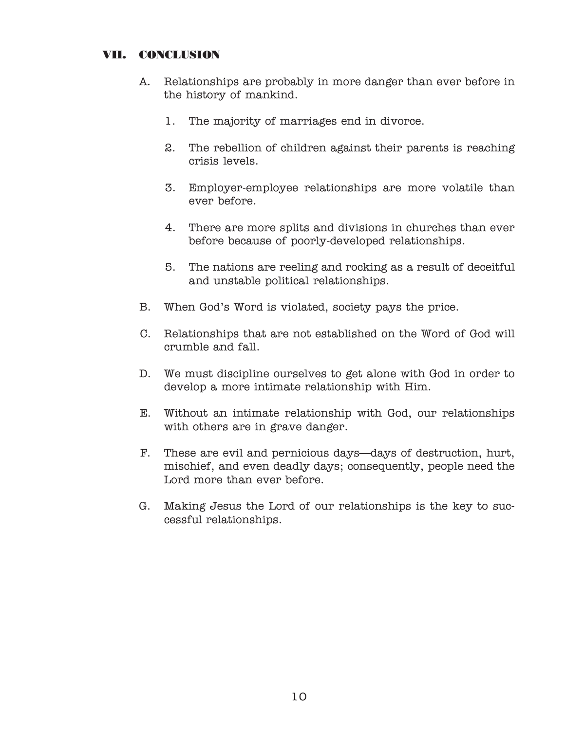## VII. CONCLUSION

A. Relationships are probably in more danger than ever before in the history of mankind.

1. The majority of marriages end in divorce.

2. The rebellion of children against their parents is reaching crisis levels.

3. Employer-employee relationships are more volatile than ever before.

4. There are more splits and divisions in churches than ever before because of poorly-developed relationships.

5. The nations are reeling and rocking as a result of deceitful and unstable political relationships.

B. When God's Word is violated, society pays the price.

C. Relationships that are not established on the Word of God will crumble and fall.

D. We must discipline ourselves to get alone with God in order to develop a more intimate relationship with Him.

E. Without an intimate relationship with God, our relationships with others are in grave danger.

F. These are evil and pernicious days—days of destruction, hurt, mischief, and even deadly days; consequently, people need the Lord more than ever before.

G. Making Jesus the Lord of our relationships is the key to successful relationships.